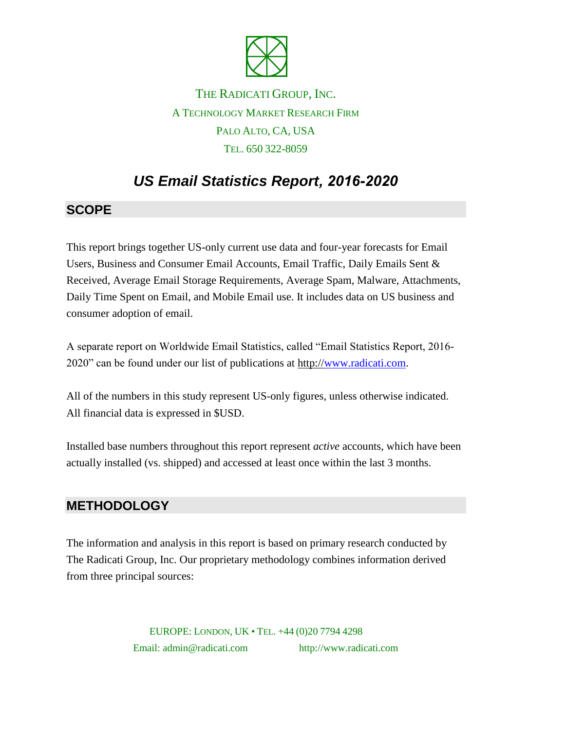THE RADICATI GROUP, INC.
A TECHNOLOGY MARKET RESEARCH FIRM
PALO ALTO, CA, USA
TEL. 650 322-8059

# *US Email Statistics Report, 2016-2020*

## SCOPE

This report brings together US-only current use data and four-year forecasts for Email Users, Business and Consumer Email Accounts, Email Traffic, Daily Emails Sent & Received, Average Email Storage Requirements, Average Spam, Malware, Attachments, Daily Time Spent on Email, and Mobile Email use. It includes data on US business and consumer adoption of email.

A separate report on Worldwide Email Statistics, called "Email Statistics Report, 2016-2020" can be found under our list of publications at http://www.radicati.com.

All of the numbers in this study represent US-only figures, unless otherwise indicated. All financial data is expressed in $USD.

Installed base numbers throughout this report represent *active* accounts, which have been actually installed (vs. shipped) and accessed at least once within the last 3 months.

## METHODOLOGY

The information and analysis in this report is based on primary research conducted by The Radicati Group, Inc. Our proprietary methodology combines information derived from three principal sources:

EUROPE: LONDON, UK • TEL. +44 (0)20 7794 4298
Email: admin@radicati.com http://www.radicati.com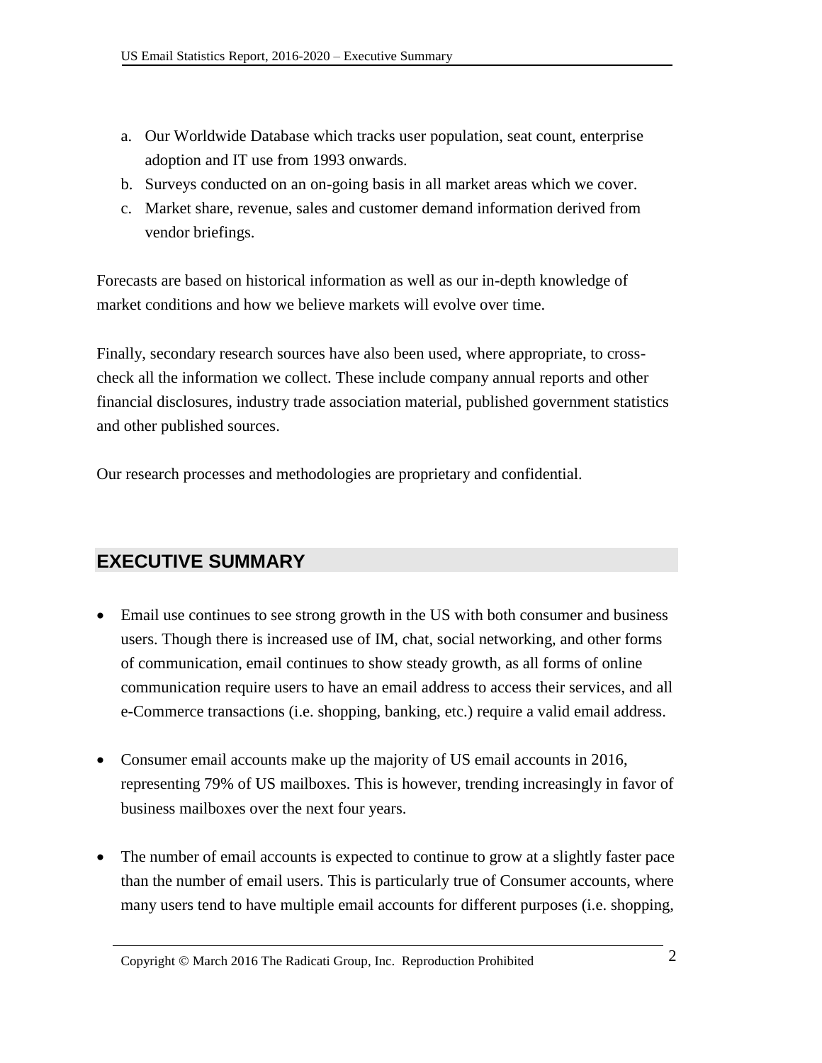a. Our Worldwide Database which tracks user population, seat count, enterprise adoption and IT use from 1993 onwards.
b. Surveys conducted on an on-going basis in all market areas which we cover.
c. Market share, revenue, sales and customer demand information derived from vendor briefings.

Forecasts are based on historical information as well as our in-depth knowledge of market conditions and how we believe markets will evolve over time.

Finally, secondary research sources have also been used, where appropriate, to cross-check all the information we collect. These include company annual reports and other financial disclosures, industry trade association material, published government statistics and other published sources.

Our research processes and methodologies are proprietary and confidential.

## EXECUTIVE SUMMARY

- Email use continues to see strong growth in the US with both consumer and business users. Though there is increased use of IM, chat, social networking, and other forms of communication, email continues to show steady growth, as all forms of online communication require users to have an email address to access their services, and all e-Commerce transactions (i.e. shopping, banking, etc.) require a valid email address.

- Consumer email accounts make up the majority of US email accounts in 2016, representing 79% of US mailboxes. This is however, trending increasingly in favor of business mailboxes over the next four years.

- The number of email accounts is expected to continue to grow at a slightly faster pace than the number of email users. This is particularly true of Consumer accounts, where many users tend to have multiple email accounts for different purposes (i.e. shopping,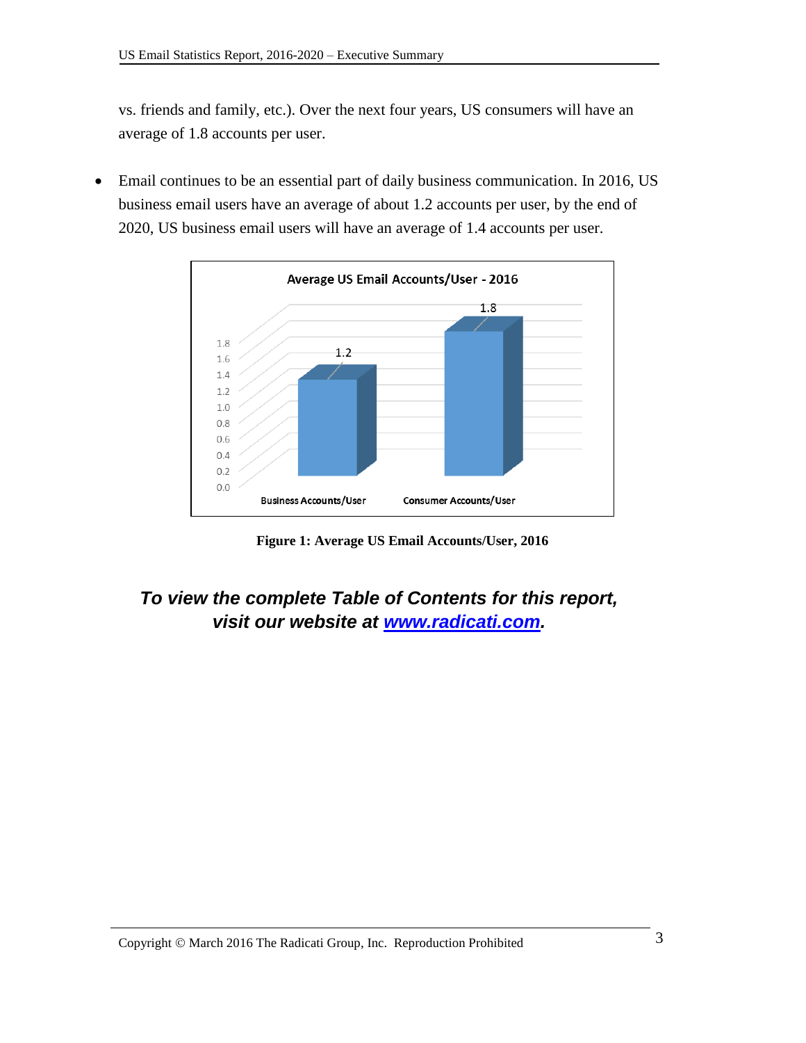vs. friends and family, etc.). Over the next four years, US consumers will have an average of 1.8 accounts per user.

- Email continues to be an essential part of daily business communication. In 2016, US business email users have an average of about 1.2 accounts per user, by the end of 2020, US business email users will have an average of 1.4 accounts per user.

Average US Email Accounts/User - 2016

1.8
1.6
1.4
1.2
1.0
0.8
0.6
0.4
0.2
0.0

1.2
1.8

Business Accounts/User
Consumer Accounts/User

**Figure 1: Average US Email Accounts/User, 2016**

***To view the complete Table of Contents for this report, visit our website at [www.radicati.com](http://www.radicati.com).***

Copyright © March 2016 The Radicati Group, Inc. Reproduction Prohibited